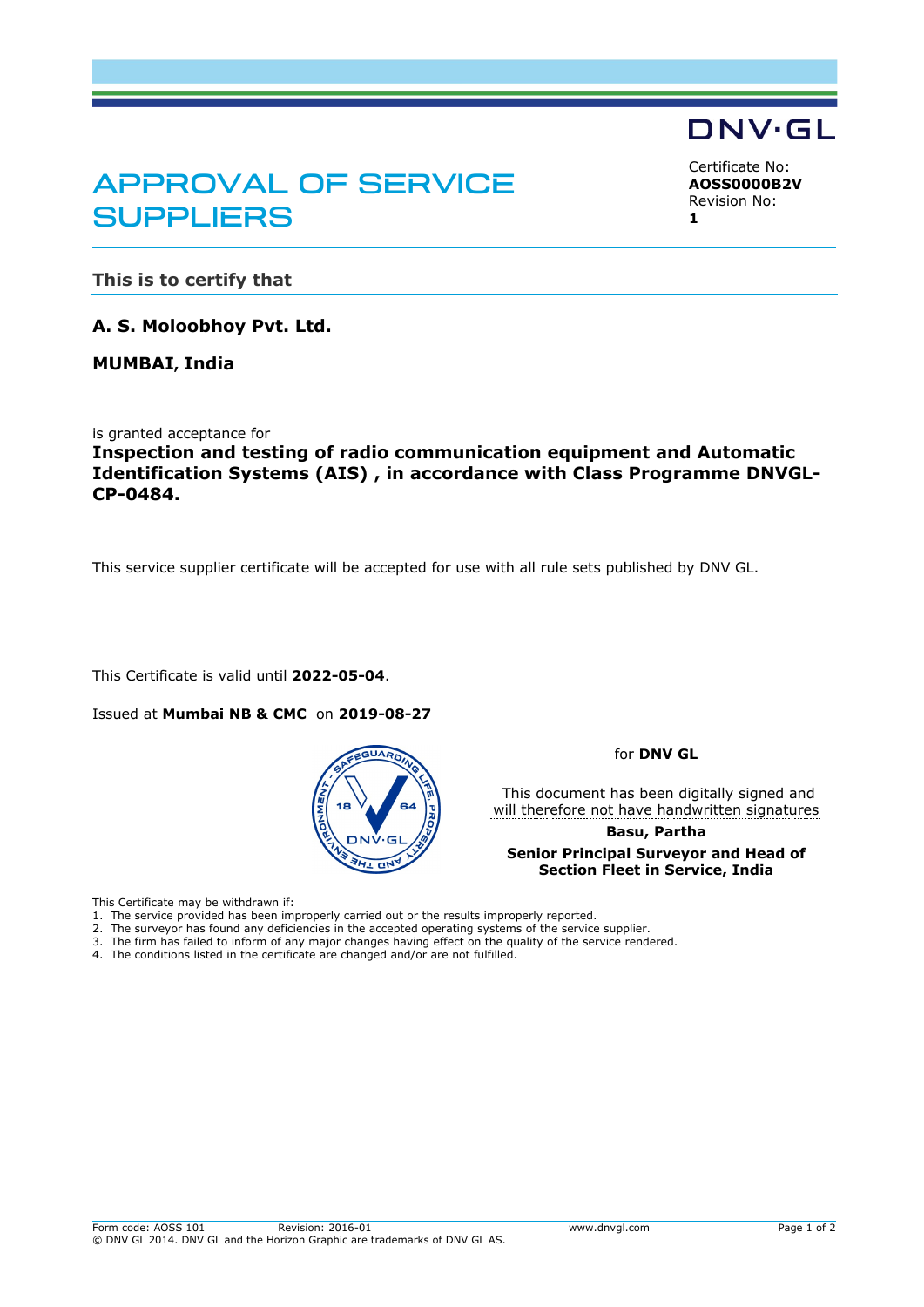DNV·GL

# APPROVAL OF SERVICE SUPPLIERS

Certificate No:
**AOSS0000B2V**
Revision No:
**1**

## This is to certify that

**A. S. Moloobhoy Pvt. Ltd.**

**MUMBAI, India**

is granted acceptance for
**Inspection and testing of radio communication equipment and Automatic Identification Systems (AIS) , in accordance with Class Programme DNVGL-CP-0484.**

This service supplier certificate will be accepted for use with all rule sets published by DNV GL.

This Certificate is valid until **2022-05-04**.

Issued at **Mumbai NB & CMC** on **2019-08-27**

for **DNV GL**

This document has been digitally signed and will therefore not have handwritten signatures

**Basu, Partha**

**Senior Principal Surveyor and Head of Section Fleet in Service, India**

This Certificate may be withdrawn if:
1. The service provided has been improperly carried out or the results improperly reported.
2. The surveyor has found any deficiencies in the accepted operating systems of the service supplier.
3. The firm has failed to inform of any major changes having effect on the quality of the service rendered.
4. The conditions listed in the certificate are changed and/or are not fulfilled.

Form code: AOSS 101 Revision: 2016-01 www.dnvgl.com
© DNV GL 2014. DNV GL and the Horizon Graphic are trademarks of DNV GL AS.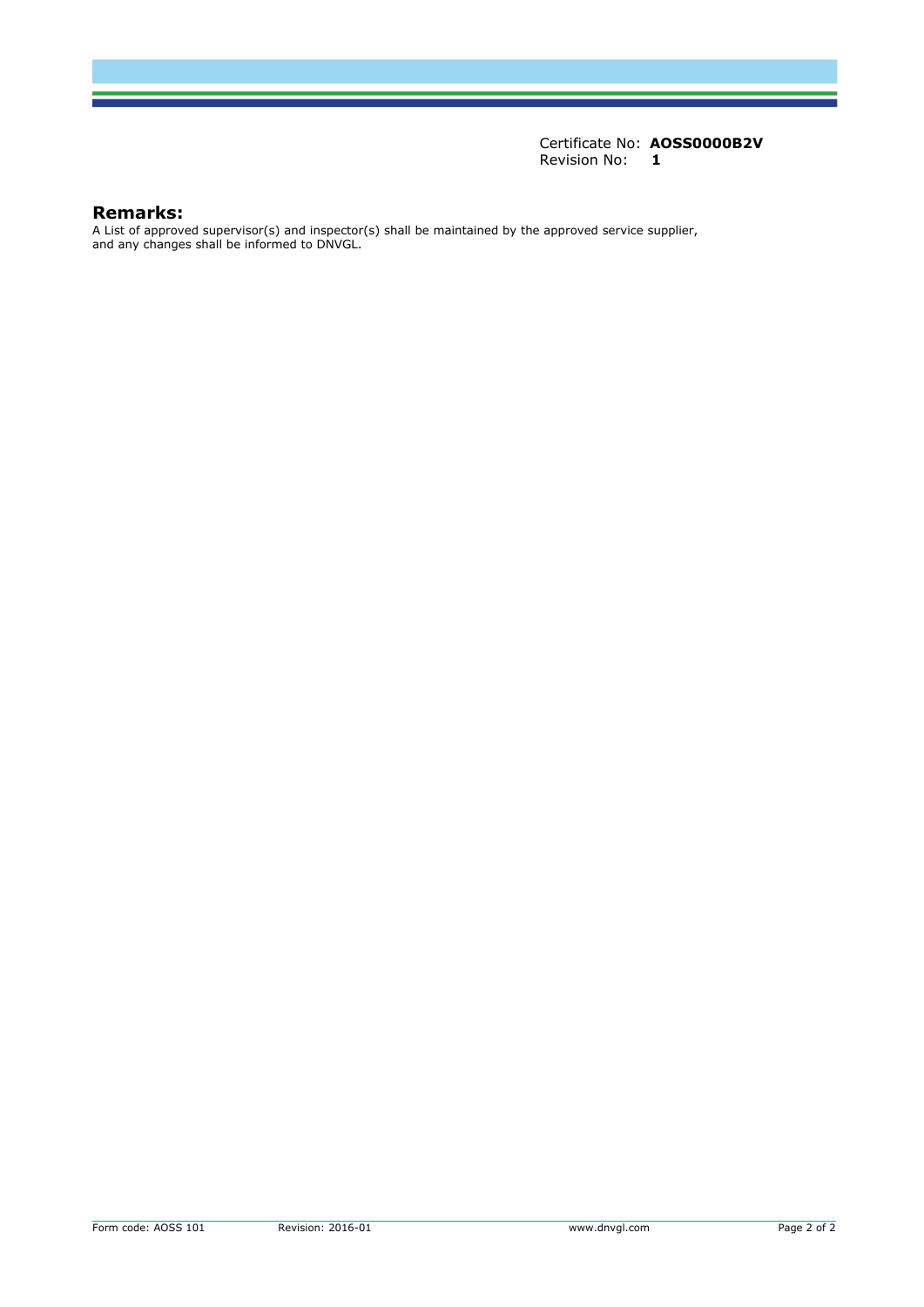Certificate No: **AOSS0000B2V**
Revision No: **1**

## Remarks:

A List of approved supervisor(s) and inspector(s) shall be maintained by the approved service supplier, and any changes shall be informed to DNVGL.